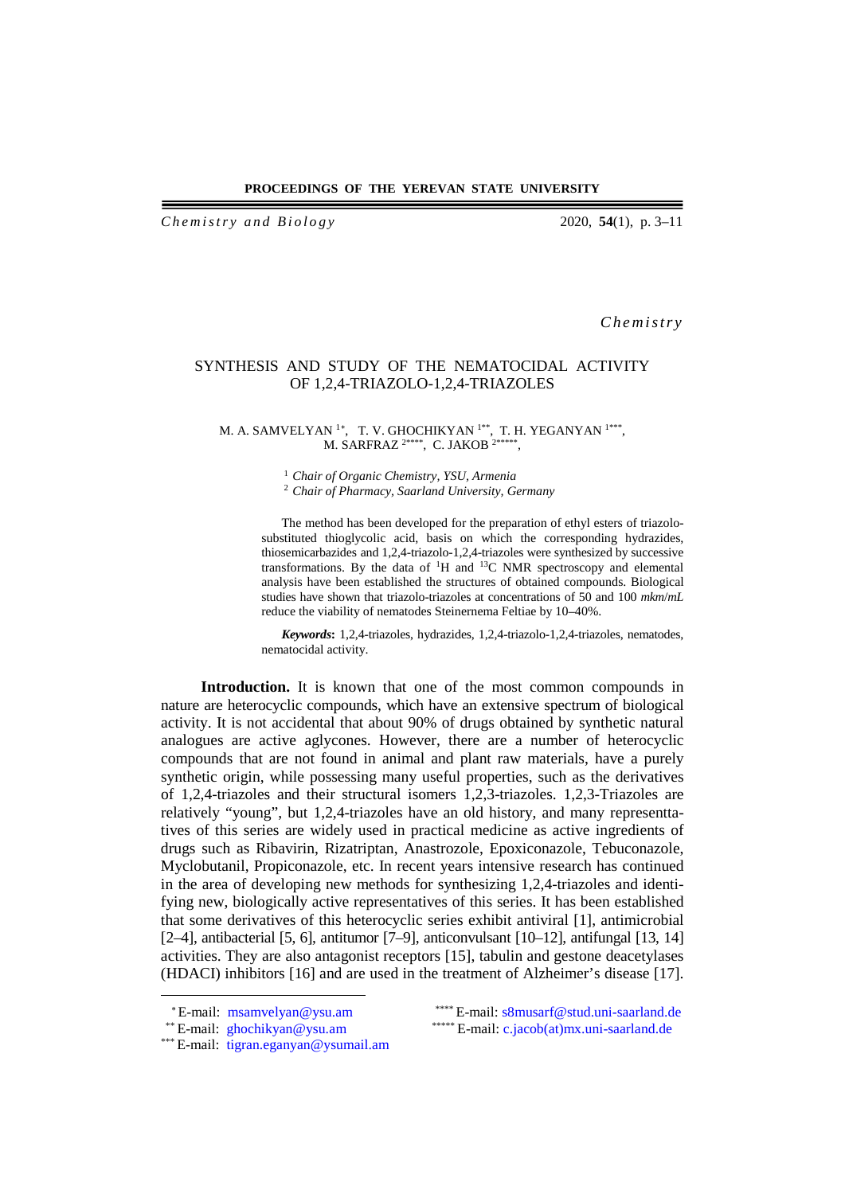Chemistry

# SYNTHESIS AND STUDY OF THE NEMATOCIDAL ACTIVITY OF 1,2,4-TRIAZOLO-1,2,4-TRIAZOLES

M. A. SAMVELYAN [1*], T. V. GHOCHIKYAN [1**], T. H. YEGANYAN [1***], M. SARFRAZ [2****], C. JAKOB [2*****],

[1] *Chair of Organic Chemistry, YSU, Armenia*
[2] *Chair of Pharmacy, Saarland University, Germany*

The method has been developed for the preparation of ethyl esters of triazolo-substituted thioglycolic acid, basis on which the corresponding hydrazides, thiosemicarbazides and 1,2,4-triazolo-1,2,4-triazoles were synthesized by successive transformations. By the data of $^{1}H$ and $^{13}C$ NMR spectroscopy and elemental analysis have been established the structures of obtained compounds. Biological studies have shown that triazolo-triazoles at concentrations of 50 and 100 *mkm*/*mL* reduce the viability of nematodes Steinernema Feltiae by 10–40%.

***Keywords*:** 1,2,4-triazoles, hydrazides, 1,2,4-triazolo-1,2,4-triazoles, nematodes, nematocidal activity.

**Introduction.** It is known that one of the most common compounds in nature are heterocyclic compounds, which have an extensive spectrum of biological activity. It is not accidental that about 90% of drugs obtained by synthetic natural analogues are active aglycones. However, there are a number of heterocyclic compounds that are not found in animal and plant raw materials, have a purely synthetic origin, while possessing many useful properties, such as the derivatives of 1,2,4-triazoles and their structural isomers 1,2,3-triazoles. 1,2,3-Triazoles are relatively "young", but 1,2,4-triazoles have an old history, and many representtatives of this series are widely used in practical medicine as active ingredients of drugs such as Ribavirin, Rizatriptan, Anastrozole, Epoxiconazole, Tebuconazole, Myclobutanil, Propiconazole, etc. In recent years intensive research has continued in the area of developing new methods for synthesizing 1,2,4-triazoles and identifying new, biologically active representatives of this series. It has been established that some derivatives of this heterocyclic series exhibit antiviral [1], antimicrobial [2–4], antibacterial [5, 6], antitumor [7–9], anticonvulsant [10–12], antifungal [13, 14] activities. They are also antagonist receptors [15], tabulin and gestone deacetylases (HDACI) inhibitors [16] and are used in the treatment of Alzheimer's disease [17].

---

[*] E-mail: msamvelyan@ysu.am
[**] E-mail: ghochikyan@ysu.am
[***] E-mail: tigran.eganyan@ysumail.am
[****] E-mail: s8musarf@stud.uni-saarland.de
[*****] E-mail: c.jacob(at)mx.uni-saarland.de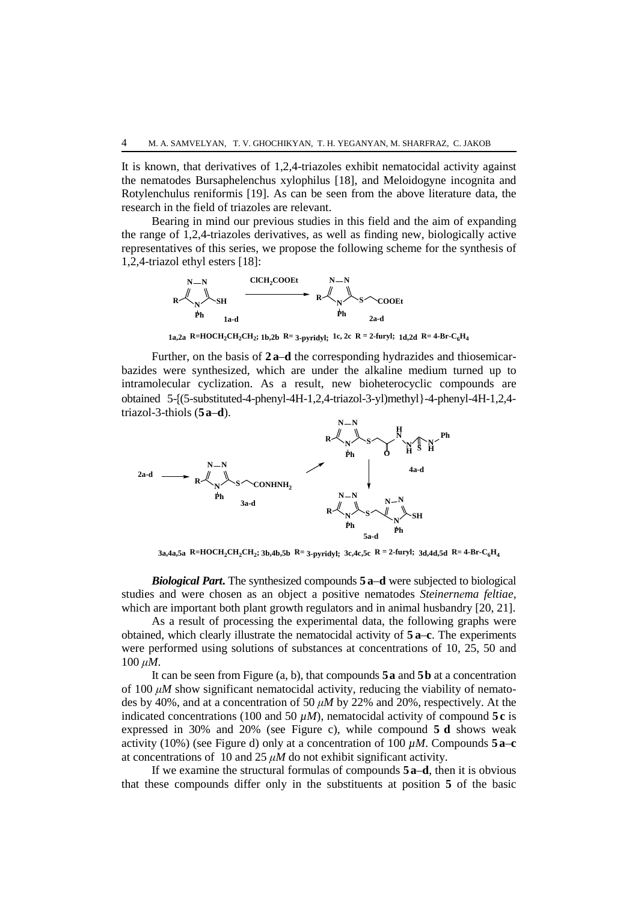It is known, that derivatives of 1,2,4-triazoles exhibit nematocidal activity against the nematodes Bursaphelenchus xylophilus [18], and Meloidogyne incognita and Rotylenchulus reniformis [19]. As can be seen from the above literature data, the research in the field of triazoles are relevant.

Bearing in mind our previous studies in this field and the aim of expanding the range of 1,2,4-triazoles derivatives, as well as finding new, biologically active representatives of this series, we propose the following scheme for the synthesis of 1,2,4-triazol ethyl esters [18]:

**1a,2a** R=$HOCH_2CH_2CH_2$; **1b,2b** R= 3-pyridyl; **1c, 2c** R = 2-furyl; **1d,2d** R= 4-Br-$C_6H_4$

Further, on the basis of **2 a**–**d** the corresponding hydrazides and thiosemicarbazides were synthesized, which are under the alkaline medium turned up to intramolecular cyclization. As a result, new bioheterocyclic compounds are obtained 5-{(5-substituted-4-phenyl-4H-1,2,4-triazol-3-yl)methyl}-4-phenyl-4H-1,2,4-triazol-3-thiols (**5 a**–**d**).

**3a,4a,5a** R=$HOCH_2CH_2CH_2$; **3b,4b,5b** R= 3-pyridyl; **3c,4c,5c** R = 2-furyl; **3d,4d,5d** R= 4-Br-$C_6H_4$

***Biological Part.*** The synthesized compounds **5 a**–**d** were subjected to biological studies and were chosen as an object a positive nematodes *Steinernema feltiae*, which are important both plant growth regulators and in animal husbandry [20, 21].

As a result of processing the experimental data, the following graphs were obtained, which clearly illustrate the nematocidal activity of **5 a**–**c**. The experiments were performed using solutions of substances at concentrations of 10, 25, 50 and 100 *μM*.

It can be seen from Figure (a, b), that compounds **5 a** and **5 b** at a concentration of 100 *μM* show significant nematocidal activity, reducing the viability of nematodes by 40%, and at a concentration of 50 *μM* by 22% and 20%, respectively. At the indicated concentrations (100 and 50 *μM*), nematocidal activity of compound **5 c** is expressed in 30% and 20% (see Figure c), while compound **5 d** shows weak activity (10%) (see Figure d) only at a concentration of 100 *μM*. Compounds **5 a**–**c** at concentrations of 10 and 25 *μM* do not exhibit significant activity.

If we examine the structural formulas of compounds **5 a**–**d**, then it is obvious that these compounds differ only in the substituents at position **5** of the basic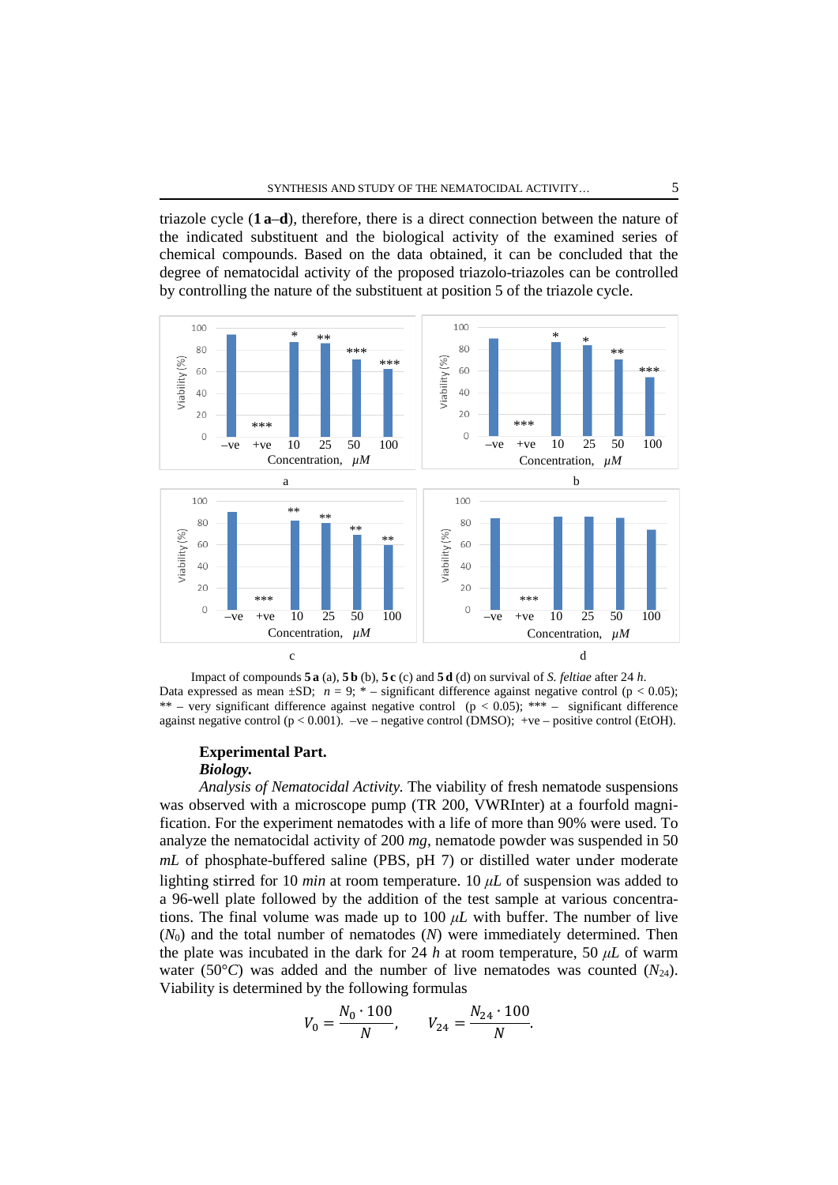triazole cycle (**1 a**–**d**), therefore, there is a direct connection between the nature of the indicated substituent and the biological activity of the examined series of chemical compounds. Based on the data obtained, it can be concluded that the degree of nematocidal activity of the proposed triazolo-triazoles can be controlled by controlling the nature of the substituent at position 5 of the triazole cycle.

Impact of compounds **5 a** (a), **5 b** (b), **5 c** (c) and **5 d** (d) on survival of *S. feltiae* after 24 *h*. Data expressed as mean ±SD; $n = 9$; * – significant difference against negative control ($p < 0.05$); ** – very significant difference against negative control ($p < 0.05$); *** – significant difference against negative control ($p < 0.001$). –ve – negative control (DMSO); +ve – positive control (EtOH).

### Experimental Part.

#### *Biology.*

*Analysis of Nematocidal Activity.* The viability of fresh nematode suspensions was observed with a microscope pump (TR 200, VWRInter) at a fourfold magnification. For the experiment nematodes with a life of more than 90% were used. To analyze the nematocidal activity of 200 *mg*, nematode powder was suspended in 50 *mL* of phosphate-buffered saline (PBS, pH 7) or distilled water under moderate lighting stirred for 10 *min* at room temperature. 10 $\mu L$ of suspension was added to a 96-well plate followed by the addition of the test sample at various concentrations. The final volume was made up to 100 $\mu L$ with buffer. The number of live ($N_0$) and the total number of nematodes ($N$) were immediately determined. Then the plate was incubated in the dark for 24 *h* at room temperature, 50 $\mu L$ of warm water (50°*C*) was added and the number of live nematodes was counted ($N_{24}$). Viability is determined by the following formulas

$$V_0 = \frac{N_0 \cdot 100}{N}, \qquad V_{24} = \frac{N_{24} \cdot 100}{N}.$$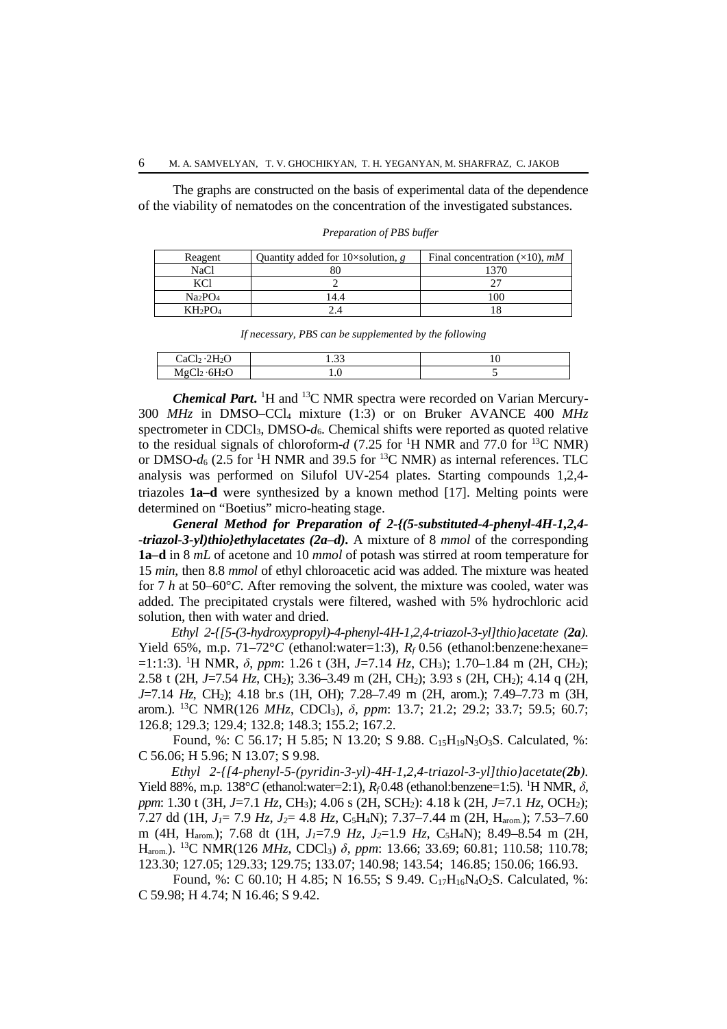The graphs are constructed on the basis of experimental data of the dependence of the viability of nematodes on the concentration of the investigated substances.

*Preparation of PBS buffer*

| Reagent | Quantity added for 10×solution, *g* | Final concentration (×10), *mM* |
|---|---|---|
| NaCl | 80 | 1370 |
| KCl | 2 | 27 |
| $Na_2PO_4$ | 14.4 | 100 |
| $KH_2PO_4$ | 2.4 | 18 |

*If necessary, PBS can be supplemented by the following*

| | | |
|---|---|---|
| $CaCl_2 \cdot 2H_2O$ | 1.33 | 10 |
| $MgCl_2 \cdot 6H_2O$ | 1.0 | 5 |

***Chemical Part*.** $^1H$ and $^{13}C$ NMR spectra were recorded on Varian Mercury-300 *MHz* in DMSO–$CCl_4$ mixture (1:3) or on Bruker AVANCE 400 *MHz* spectrometer in $CDCl_3$, DMSO-$d_6$. Chemical shifts were reported as quoted relative to the residual signals of chloroform-*d* (7.25 for $^1H$ NMR and 77.0 for $^{13}C$ NMR) or DMSO-$d_6$ (2.5 for $^1H$ NMR and 39.5 for $^{13}C$ NMR) as internal references. TLC analysis was performed on Silufol UV-254 plates. Starting compounds 1,2,4-triazoles **1a–d** were synthesized by a known method [17]. Melting points were determined on "Boetius" micro-heating stage.

***General Method for Preparation of 2-{(5-substituted-4-phenyl-4H-1,2,4--triazol-3-yl)thio}ethylacetates (2a–d).*** A mixture of 8 *mmol* of the corresponding **1a–d** in 8 *mL* of acetone and 10 *mmol* of potash was stirred at room temperature for 15 *min*, then 8.8 *mmol* of ethyl chloroacetic acid was added. The mixture was heated for 7 *h* at 50–60°*C*. After removing the solvent, the mixture was cooled, water was added. The precipitated crystals were filtered, washed with 5% hydrochloric acid solution, then with water and dried.

*Ethyl 2-{[5-(3-hydroxypropyl)-4-phenyl-4H-1,2,4-triazol-3-yl]thio}acetate (**2a**).* Yield 65%, m.p. 71–72°*C* (ethanol:water=1:3), $R_f$ 0.56 (ethanol:benzene:hexane= =1:1:3). $^1H$ NMR, *δ*, *ppm*: 1.26 t (3H, *J*=7.14 *Hz*, $CH_3$); 1.70–1.84 m (2H, $CH_2$); 2.58 t (2H, *J*=7.54 *Hz*, $CH_2$); 3.36–3.49 m (2H, $CH_2$); 3.93 s (2H, $CH_2$); 4.14 q (2H, *J*=7.14 *Hz*, $CH_2$); 4.18 br.s (1H, OH); 7.28–7.49 m (2H, arom.); 7.49–7.73 m (3H, arom.). $^{13}C$ NMR(126 *MHz*, $CDCl_3$), *δ*, *ppm*: 13.7; 21.2; 29.2; 33.7; 59.5; 60.7; 126.8; 129.3; 129.4; 132.8; 148.3; 155.2; 167.2.

Found, %: C 56.17; H 5.85; N 13.20; S 9.88. $C_{15}H_{19}N_3O_3S$. Calculated, %: C 56.06; H 5.96; N 13.07; S 9.98.

*Ethyl 2-{[4-phenyl-5-(pyridin-3-yl)-4H-1,2,4-triazol-3-yl]thio}acetate(**2b**).* Yield 88%, m.p. 138°*C* (ethanol:water=2:1), $R_f$ 0.48 (ethanol:benzene=1:5). $^1H$ NMR, *δ*, *ppm*: 1.30 t (3H, *J*=7.1 *Hz*, $CH_3$); 4.06 s (2H, $SCH_2$): 4.18 k (2H, *J*=7.1 *Hz*, $OCH_2$); 7.27 dd (1H, $J_1$= 7.9 *Hz*, $J_2$= 4.8 *Hz*, $C_5H_4N$); 7.37–7.44 m (2H, $H_{arom.}$); 7.53–7.60 m (4H, $H_{arom.}$); 7.68 dt (1H, $J_1$=7.9 *Hz*, $J_2$=1.9 *Hz*, $C_5H_4N$); 8.49–8.54 m (2H, $H_{arom.}$). $^{13}C$ NMR(126 *MHz*, $CDCl_3$) *δ*, *ppm*: 13.66; 33.69; 60.81; 110.58; 110.78; 123.30; 127.05; 129.33; 129.75; 133.07; 140.98; 143.54; 146.85; 150.06; 166.93.

Found, %: C 60.10; H 4.85; N 16.55; S 9.49. $C_{17}H_{16}N_4O_2S$. Calculated, %: C 59.98; H 4.74; N 16.46; S 9.42.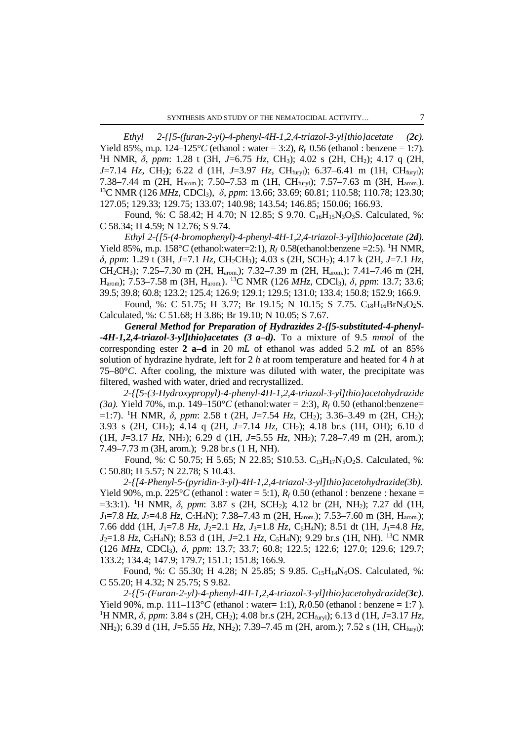*Ethyl 2-{[5-(furan-2-yl)-4-phenyl-4H-1,2,4-triazol-3-yl]thio}acetate (**2c**).* Yield 85%, m.p. 124–125°*C* (ethanol : water = 3:2), $R_f$ 0.56 (ethanol : benzene = 1:7). $^1$H NMR, *δ*, *ppm*: 1.28 t (3H, *J*=6.75 *Hz*, $CH_3$); 4.02 s (2H, $CH_2$); 4.17 q (2H, *J*=7.14 *Hz*, $CH_2$); 6.22 d (1H, *J*=3.97 *Hz*, $CH_{furyl}$); 6.37–6.41 m (1H, $CH_{furyl}$); 7.38–7.44 m (2H, $H_{arom.}$); 7.50–7.53 m (1H, $CH_{furyl}$); 7.57–7.63 m (3H, $H_{arom.}$). $^{13}$C NMR (126 *MHz*, $CDCl_3$), *δ*, *ppm*: 13.66; 33.69; 60.81; 110.58; 110.78; 123.30; 127.05; 129.33; 129.75; 133.07; 140.98; 143.54; 146.85; 150.06; 166.93.

Found, %: C 58.42; H 4.70; N 12.85; S 9.70. $C_{16}H_{15}N_3O_3S$. Calculated, %: C 58.34; H 4.59; N 12.76; S 9.74.

*Ethyl 2-{[5-(4-bromophenyl)-4-phenyl-4H-1,2,4-triazol-3-yl]thio}acetate (**2d**).* Yield 85%, m.p. 158°*C* (ethanol:water=2:1), $R_f$ 0.58(ethanol:benzene =2:5). $^1$H NMR, *δ*, *ppm*: 1.29 t (3H, *J*=7.1 *Hz*, $CH_2CH_3$); 4.03 s (2H, $SCH_2$); 4.17 k (2H, *J*=7.1 *Hz*, $CH_2CH_3$); 7.25–7.30 m (2H, $H_{arom.}$); 7.32–7.39 m (2H, $H_{arom.}$); 7.41–7.46 m (2H, $H_{arom}$); 7.53–7.58 m (3H, $H_{arom.}$). $^{13}$C NMR (126 *MHz*, $CDCl_3$), *δ*, *ppm*: 13.7; 33.6; 39.5; 39.8; 60.8; 123.2; 125.4; 126.9; 129.1; 129.5; 131.0; 133.4; 150.8; 152.9; 166.9.

Found, %: C 51.75; H 3.77; Br 19.15; N 10.15; S 7.75. $C_{18}H_{16}BrN_3O_2S$. Calculated, %: C 51.68; H 3.86; Br 19.10; N 10.05; S 7.67.

***General Method for Preparation of Hydrazides 2-{[5-substituted-4-phenyl--4H-1,2,4-triazol-3-yl]thio}acetates (3 a–d).*** To a mixture of 9.5 *mmol* of the corresponding ester **2 a**–**d** in 20 *mL* of ethanol was added 5.2 *mL* of an 85% solution of hydrazine hydrate, left for 2 *h* at room temperature and heated for 4 *h* at 75–80°*C*. After cooling, the mixture was diluted with water, the precipitate was filtered, washed with water, dried and recrystallized.

*2-{[5-(3-Hydroxypropyl)-4-phenyl-4H-1,2,4-triazol-3-yl]thio}acetohydrazide (3a).* Yield 70%, m.p. 149–150°*C* (ethanol:water = 2:3), $R_f$ 0.50 (ethanol:benzene= =1:7). $^1$H NMR, *δ*, *ppm*: 2.58 t (2H, *J*=7.54 *Hz*, $CH_2$); 3.36–3.49 m (2H, $CH_2$); 3.93 s (2H, $CH_2$); 4.14 q (2H, *J*=7.14 *Hz*, $CH_2$); 4.18 br.s (1H, OH); 6.10 d (1H, *J*=3.17 *Hz*, $NH_2$); 6.29 d (1H, *J*=5.55 *Hz*, $NH_2$); 7.28–7.49 m (2H, arom.); 7.49–7.73 m (3H, arom.); 9.28 br.s (1 H, NH).

Found, %: C 50.75; H 5.65; N 22.85; S10.53. $C_{13}H_{17}N_5O_2S$. Calculated, %: C 50.80; H 5.57; N 22.78; S 10.43.

*2-{[4-Phenyl-5-(pyridin-3-yl)-4H-1,2,4-triazol-3-yl]thio}acetohydrazide(3b).* Yield 90%, m.p. 225°*C* (ethanol : water = 5:1), $R_f$ 0.50 (ethanol : benzene : hexane = =3:3:1). $^1$H NMR, *δ*, *ppm*: 3.87 s (2H, $SCH_2$); 4.12 br (2H, $NH_2$); 7.27 dd (1H, $J_1$=7.8 *Hz*, $J_2$=4.8 *Hz*, $C_5H_4N$); 7.38–7.43 m (2H, $H_{arom.}$); 7.53–7.60 m (3H, $H_{arom.}$); 7.66 ddd (1H, $J_1$=7.8 *Hz*, $J_2$=2.1 *Hz*, $J_3$=1.8 *Hz*, $C_5H_4N$); 8.51 dt (1H, $J_1$=4.8 *Hz*, $J_2$=1.8 *Hz*, $C_5H_4N$); 8.53 d (1H, *J*=2.1 *Hz*, $C_5H_4N$); 9.29 br.s (1H, NH). $^{13}$C NMR (126 *MHz*, $CDCl_3$), *δ*, *ppm*: 13.7; 33.7; 60.8; 122.5; 122.6; 127.0; 129.6; 129.7; 133.2; 134.4; 147.9; 179.7; 151.1; 151.8; 166.9.

Found, %: C 55.30; H 4.28; N 25.85; S 9.85. $C_{15}H_{14}N_6OS$. Calculated, %: C 55.20; H 4.32; N 25.75; S 9.82.

*2-{[5-(Furan-2-yl)-4-phenyl-4H-1,2,4-triazol-3-yl]thio}acetohydrazide(**3c**).* Yield 90%, m.p. 111–113°*C* (ethanol : water= 1:1), $R_f$ 0.50 (ethanol : benzene = 1:7 ). $^1$H NMR, *δ*, *ppm*: 3.84 s (2H, $CH_2$); 4.08 br.s (2H, $2CH_{furyl}$); 6.13 d (1H, *J*=3.17 *Hz*, $NH_2$); 6.39 d (1H, *J*=5.55 *Hz*, $NH_2$); 7.39–7.45 m (2H, arom.); 7.52 s (1H, $CH_{furyl}$);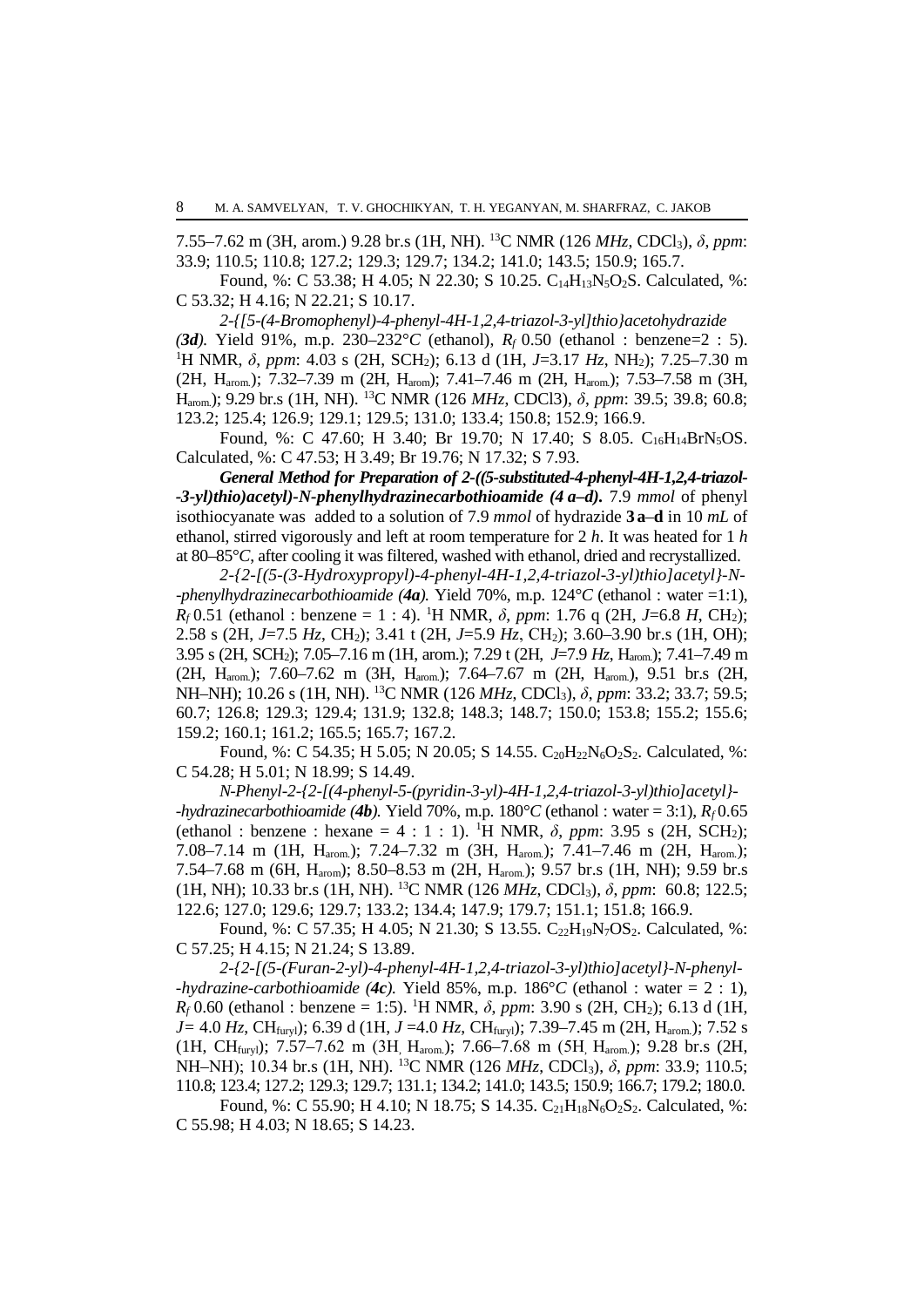7.55–7.62 m (3H, arom.) 9.28 br.s (1H, NH). [13]C NMR (126 *MHz*, $CDCl_3$), *δ*, *ppm*: 33.9; 110.5; 110.8; 127.2; 129.3; 129.7; 134.2; 141.0; 143.5; 150.9; 165.7.

Found, %: C 53.38; H 4.05; N 22.30; S 10.25. $C_{14}H_{13}N_5O_2S$. Calculated, %: C 53.32; H 4.16; N 22.21; S 10.17.

*2-{[5-(4-Bromophenyl)-4-phenyl-4H-1,2,4-triazol-3-yl]thio}acetohydrazide (**3d**).* Yield 91%, m.p. 230–232°*C* (ethanol), $R_f$ 0.50 (ethanol : benzene=2 : 5). [1]H NMR, *δ*, *ppm*: 4.03 s (2H, $SCH_2$); 6.13 d (1H, *J*=3.17 *Hz*, $NH_2$); 7.25–7.30 m (2H, $H_{arom.}$); 7.32–7.39 m (2H, $H_{arom}$); 7.41–7.46 m (2H, $H_{arom.}$); 7.53–7.58 m (3H, $H_{arom.}$); 9.29 br.s (1H, NH). [13]C NMR (126 *MHz*, CDCl3), *δ*, *ppm*: 39.5; 39.8; 60.8; 123.2; 125.4; 126.9; 129.1; 129.5; 131.0; 133.4; 150.8; 152.9; 166.9.

Found, %: C 47.60; H 3.40; Br 19.70; N 17.40; S 8.05. $C_{16}H_{14}BrN_5OS$. Calculated, %: C 47.53; H 3.49; Br 19.76; N 17.32; S 7.93.

***General Method for Preparation of 2-((5-substituted-4-phenyl-4H-1,2,4-triazol--3-yl)thio)acetyl)-N-phenylhydrazinecarbothioamide (4 a–d).*** 7.9 *mmol* of phenyl isothiocyanate was added to a solution of 7.9 *mmol* of hydrazide **3 a**–**d** in 10 *mL* of ethanol, stirred vigorously and left at room temperature for 2 *h*. It was heated for 1 *h* at 80–85°*C*, after cooling it was filtered, washed with ethanol, dried and recrystallized.

*2-{2-[(5-(3-Hydroxypropyl)-4-phenyl-4H-1,2,4-triazol-3-yl)thio]acetyl}-N--phenylhydrazinecarbothioamide (**4a**).* Yield 70%, m.p. 124°*C* (ethanol : water =1:1), $R_f$ 0.51 (ethanol : benzene = 1 : 4). [1]H NMR, *δ*, *ppm*: 1.76 q (2H, *J*=6.8 *H*, $CH_2$); 2.58 s (2H, *J*=7.5 *Hz*, $CH_2$); 3.41 t (2H, *J*=5.9 *Hz*, $CH_2$); 3.60–3.90 br.s (1H, OH); 3.95 s (2H, $SCH_2$); 7.05–7.16 m (1H, arom.); 7.29 t (2H, *J*=7.9 *Hz*, $H_{arom.}$); 7.41–7.49 m (2H, $H_{arom.}$); 7.60–7.62 m (3H, $H_{arom.}$); 7.64–7.67 m (2H, $H_{arom.}$), 9.51 br.s (2H, NH–NH); 10.26 s (1H, NH). [13]C NMR (126 *MHz*, $CDCl_3$), *δ*, *ppm*: 33.2; 33.7; 59.5; 60.7; 126.8; 129.3; 129.4; 131.9; 132.8; 148.3; 148.7; 150.0; 153.8; 155.2; 155.6; 159.2; 160.1; 161.2; 165.5; 165.7; 167.2.

Found, %: C 54.35; H 5.05; N 20.05; S 14.55. $C_{20}H_{22}N_6O_2S_2$. Calculated, %: C 54.28; H 5.01; N 18.99; S 14.49.

*N-Phenyl-2-{2-[(4-phenyl-5-(pyridin-3-yl)-4H-1,2,4-triazol-3-yl)thio]acetyl}--hydrazinecarbothioamide (**4b**).* Yield 70%, m.p. 180°*C* (ethanol : water = 3:1), $R_f$ 0.65 (ethanol : benzene : hexane = 4 : 1 : 1). [1]H NMR, *δ*, *ppm*: 3.95 s (2H, $SCH_2$); 7.08–7.14 m (1H, $H_{arom.}$); 7.24–7.32 m (3H, $H_{arom.}$); 7.41–7.46 m (2H, $H_{arom.}$); 7.54–7.68 m (6H, $H_{arom}$); 8.50–8.53 m (2H, $H_{arom.}$); 9.57 br.s (1H, NH); 9.59 br.s (1H, NH); 10.33 br.s (1H, NH). [13]C NMR (126 *MHz*, $CDCl_3$), *δ*, *ppm*: 60.8; 122.5; 122.6; 127.0; 129.6; 129.7; 133.2; 134.4; 147.9; 179.7; 151.1; 151.8; 166.9.

Found, %: C 57.35; H 4.05; N 21.30; S 13.55. $C_{22}H_{19}N_7OS_2$. Calculated, %: C 57.25; H 4.15; N 21.24; S 13.89.

*2-{2-[(5-(Furan-2-yl)-4-phenyl-4H-1,2,4-triazol-3-yl)thio]acetyl}-N-phenyl--hydrazine-carbothioamide (**4c**).* Yield 85%, m.p. 186°*C* (ethanol : water = 2 : 1), $R_f$ 0.60 (ethanol : benzene = 1:5). [1]H NMR, *δ*, *ppm*: 3.90 s (2H, $CH_2$); 6.13 d (1H, *J*= 4.0 *Hz*, $CH_{furyl}$); 6.39 d (1H, *J* =4.0 *Hz*, $CH_{furyl}$); 7.39–7.45 m (2H, $H_{arom.}$); 7.52 s (1H, $CH_{furyl}$); 7.57–7.62 m (3H, $H_{arom.}$); 7.66–7.68 m (5H, $H_{arom.}$); 9.28 br.s (2H, NH–NH); 10.34 br.s (1H, NH). [13]C NMR (126 *MHz*, $CDCl_3$), *δ*, *ppm*: 33.9; 110.5; 110.8; 123.4; 127.2; 129.3; 129.7; 131.1; 134.2; 141.0; 143.5; 150.9; 166.7; 179.2; 180.0.

Found, %: C 55.90; H 4.10; N 18.75; S 14.35. $C_{21}H_{18}N_6O_2S_2$. Calculated, %: C 55.98; H 4.03; N 18.65; S 14.23.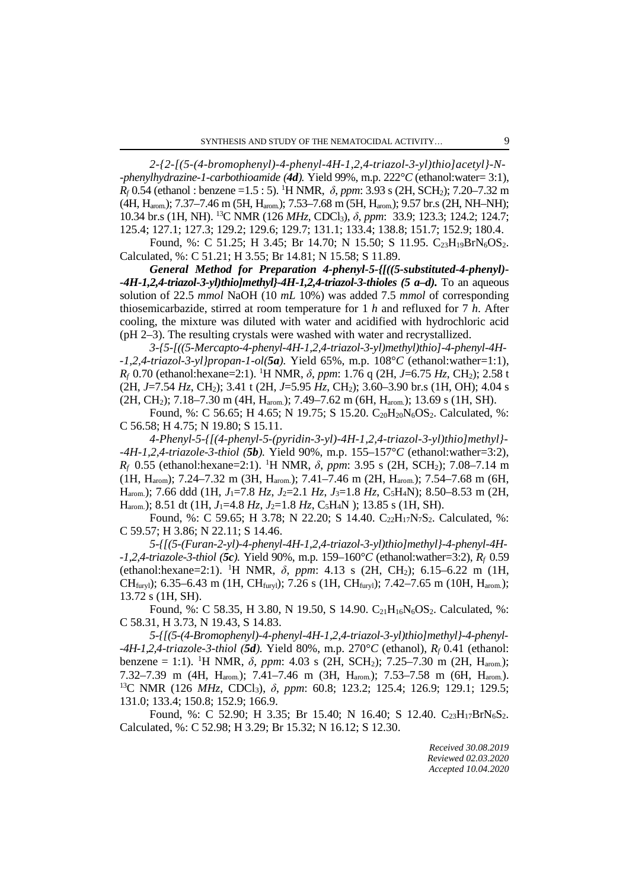*2-{2-[(5-(4-bromophenyl)-4-phenyl-4H-1,2,4-triazol-3-yl)thio]acetyl}-N--phenylhydrazine-1-carbothioamide (**4d**).* Yield 99%, m.p. 222°*C* (ethanol:water= 3:1), $R_f$ 0.54 (ethanol : benzene =1.5 : 5). $^1$H NMR, *δ*, *ppm*: 3.93 s (2H, $SCH_2$); 7.20–7.32 m (4H, $H_{arom.}$); 7.37–7.46 m (5H, $H_{arom.}$); 7.53–7.68 m (5H, $H_{arom.}$); 9.57 br.s (2H, NH–NH); 10.34 br.s (1H, NH). $^{13}$C NMR (126 *MHz*, $CDCl_3$), *δ*, *ppm*: 33.9; 123.3; 124.2; 124.7; 125.4; 127.1; 127.3; 129.2; 129.6; 129.7; 131.1; 133.4; 138.8; 151.7; 152.9; 180.4.

Found, %: C 51.25; H 3.45; Br 14.70; N 15.50; S 11.95. $C_{23}H_{19}BrN_6OS_2$. Calculated, %: C 51.21; H 3.55; Br 14.81; N 15.58; S 11.89.

***General Method for Preparation 4-phenyl-5-{[((5-substituted-4-phenyl)--4H-1,2,4-triazol-3-yl)thio]methyl}-4H-1,2,4-triazol-3-thioles (5 a–d).*** To an aqueous solution of 22.5 *mmol* NaOH (10 *mL* 10%) was added 7.5 *mmol* of corresponding thiosemicarbazide, stirred at room temperature for 1 *h* and refluxed for 7 *h*. After cooling, the mixture was diluted with water and acidified with hydrochloric acid (pH 2–3). The resulting crystals were washed with water and recrystallized.

*3-{5-[((5-Mercapto-4-phenyl-4H-1,2,4-triazol-3-yl)methyl)thio]-4-phenyl-4H--1,2,4-triazol-3-yl}propan-1-ol(**5a**).* Yield 65%, m.p. 108°*C* (ethanol:wather=1:1), $R_f$ 0.70 (ethanol:hexane=2:1). $^1$H NMR, *δ*, *ppm*: 1.76 q (2H, *J*=6.75 *Hz*, $CH_2$); 2.58 t (2H, *J*=7.54 *Hz*, $CH_2$); 3.41 t (2H, *J*=5.95 *Hz*, $CH_2$); 3.60–3.90 br.s (1H, OH); 4.04 s (2H, $CH_2$); 7.18–7.30 m (4H, $H_{arom.}$); 7.49–7.62 m (6H, $H_{arom.}$); 13.69 s (1H, SH).

Found, %: C 56.65; H 4.65; N 19.75; S 15.20. $C_{20}H_{20}N_6OS_2$. Calculated, %: C 56.58; H 4.75; N 19.80; S 15.11.

*4-Phenyl-5-{[(4-phenyl-5-(pyridin-3-yl)-4H-1,2,4-triazol-3-yl)thio]methyl}--4H-1,2,4-triazole-3-thiol (**5b**).* Yield 90%, m.p. 155–157°*C* (ethanol:wather=3:2), $R_f$ 0.55 (ethanol:hexane=2:1). $^1$H NMR, *δ*, *ppm*: 3.95 s (2H, $SCH_2$); 7.08–7.14 m (1H, $H_{arom}$); 7.24–7.32 m (3H, $H_{arom.}$); 7.41–7.46 m (2H, $H_{arom.}$); 7.54–7.68 m (6H, $H_{arom.}$); 7.66 ddd (1H, $J_1$=7.8 *Hz*, $J_2$=2.1 *Hz*, $J_3$=1.8 *Hz*, $C_5H_4N$); 8.50–8.53 m (2H, $H_{arom.}$); 8.51 dt (1H, $J_1$=4.8 *Hz*, $J_2$=1.8 *Hz*, $C_5H_4N$ ); 13.85 s (1H, SH).

Found, %: C 59.65; H 3.78; N 22.20; S 14.40. $C_{22}H_{17}N_7S_2$. Calculated, %: C 59.57; H 3.86; N 22.11; S 14.46.

*5-{[(5-(Furan-2-yl)-4-phenyl-4H-1,2,4-triazol-3-yl)thio]methyl}-4-phenyl-4H--1,2,4-triazole-3-thiol (**5c**).* Yield 90%, m.p. 159–160°*C* (ethanol:wather=3:2), $R_f$ 0.59 (ethanol:hexane=2:1). $^1$H NMR, *δ*, *ppm*: 4.13 s (2H, $CH_2$); 6.15–6.22 m (1H, $CH_{furyl}$); 6.35–6.43 m (1H, $CH_{furyl}$); 7.26 s (1H, $CH_{furyl}$); 7.42–7.65 m (10H, $H_{arom.}$); 13.72 s (1H, SH).

Found, %: C 58.35, H 3.80, N 19.50, S 14.90. $C_{21}H_{16}N_6OS_2$. Calculated, %: C 58.31, H 3.73, N 19.43, S 14.83.

*5-{[(5-(4-Bromophenyl)-4-phenyl-4H-1,2,4-triazol-3-yl)thio]methyl}-4-phenyl--4H-1,2,4-triazole-3-thiol (**5d**).* Yield 80%, m.p. 270°*C* (ethanol), $R_f$ 0.41 (ethanol: benzene = 1:1). $^1$H NMR, *δ*, *ppm*: 4.03 s (2H, $SCH_2$); 7.25–7.30 m (2H, $H_{arom.}$); 7.32–7.39 m (4H, $H_{arom.}$); 7.41–7.46 m (3H, $H_{arom.}$); 7.53–7.58 m (6H, $H_{arom.}$). $^{13}$C NMR (126 *MHz*, $CDCl_3$), *δ*, *ppm*: 60.8; 123.2; 125.4; 126.9; 129.1; 129.5; 131.0; 133.4; 150.8; 152.9; 166.9.

Found, %: C 52.90; H 3.35; Br 15.40; N 16.40; S 12.40. $C_{23}H_{17}BrN_6S_2$. Calculated, %: C 52.98; H 3.29; Br 15.32; N 16.12; S 12.30.

*Received 30.08.2019*
*Reviewed 02.03.2020*
*Accepted 10.04.2020*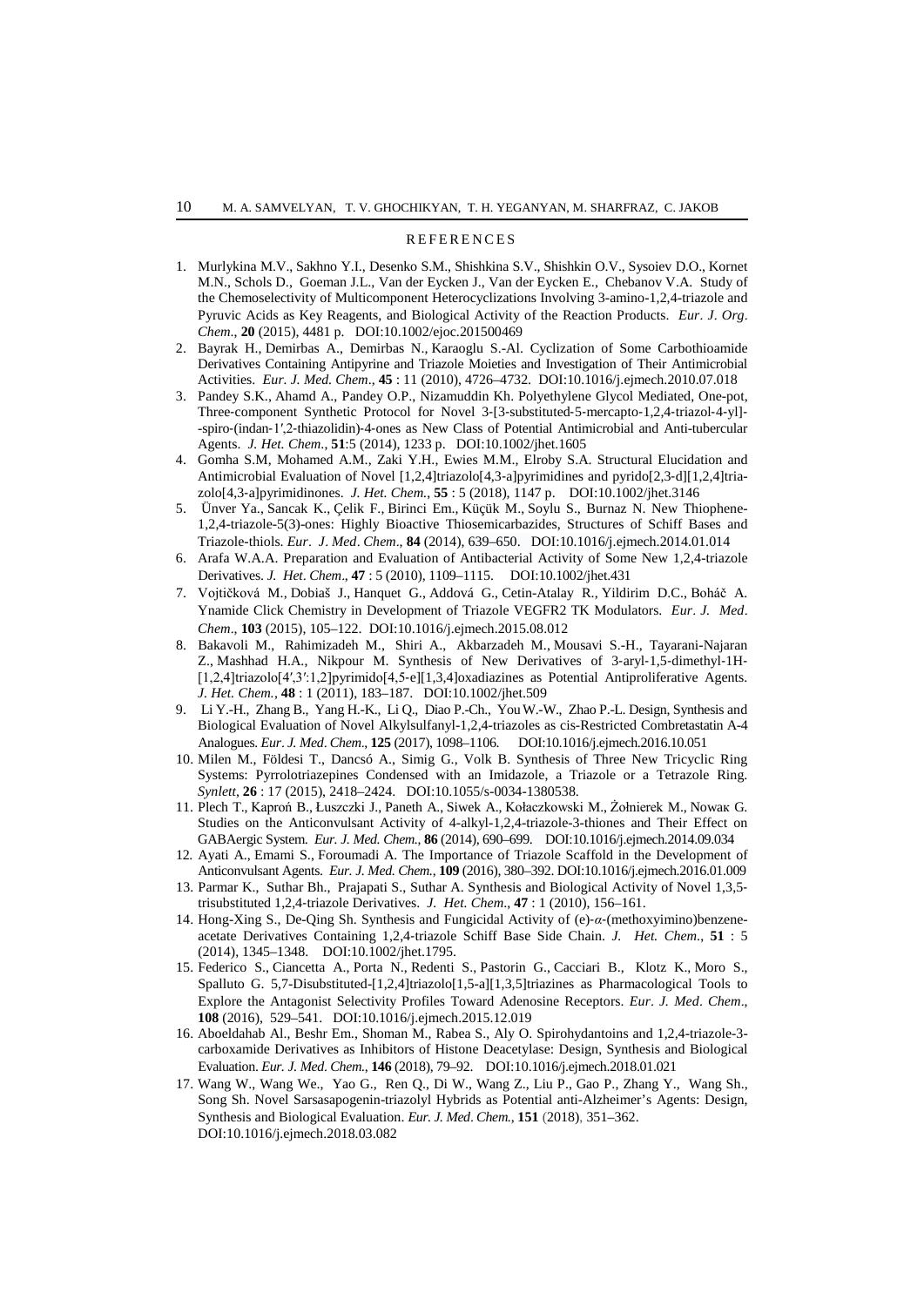## REFERENCES

1. Murlykina M.V., Sakhno Y.I., Desenko S.M., Shishkina S.V., Shishkin O.V., Sysoiev D.O., Kornet M.N., Schols D., Goeman J.L., Van der Eycken J., Van der Eycken E., Chebanov V.A. Study of the Chemoselectivity of Multicomponent Heterocyclizations Involving 3-amino-1,2,4-triazole and Pyruvic Acids as Key Reagents, and Biological Activity of the Reaction Products. *Eur. J. Org. Chem.*, **20** (2015), 4481 p. DOI:10.1002/ejoc.201500469
2. Bayrak H., Demirbas A., Demirbas N., Karaoglu S.-Al. Cyclization of Some Carbothioamide Derivatives Containing Antipyrine and Triazole Moieties and Investigation of Their Antimicrobial Activities. *Eur. J. Med. Chem.*, **45** : 11 (2010), 4726–4732. DOI:10.1016/j.ejmech.2010.07.018
3. Pandey S.K., Ahamd A., Pandey O.P., Nizamuddin Kh. Polyethylene Glycol Mediated, One-pot, Three-component Synthetic Protocol for Novel 3-[3-substituted-5-mercapto-1,2,4-triazol-4-yl]-spiro-(indan-1′,2-thiazolidin)-4-ones as New Class of Potential Antimicrobial and Anti-tubercular Agents. *J. Het. Chem.*, **51**:5 (2014), 1233 p. DOI:10.1002/jhet.1605
4. Gomha S.M, Mohamed A.M., Zaki Y.H., Ewies M.M., Elroby S.A. Structural Elucidation and Antimicrobial Evaluation of Novel [1,2,4]triazolo[4,3-a]pyrimidines and pyrido[2,3-d][1,2,4]triazolo[4,3-a]pyrimidinones. *J. Het. Chem.*, **55** : 5 (2018), 1147 p. DOI:10.1002/jhet.3146
5. Ünver Ya., Sancak K., Çelik F., Birinci Em., Küçük M., Soylu S., Burnaz N. New Thiophene-1,2,4-triazole-5(3)-ones: Highly Bioactive Thiosemicarbazides, Structures of Schiff Bases and Triazole-thiols. *Eur. J. Med. Chem.*, **84** (2014), 639–650. DOI:10.1016/j.ejmech.2014.01.014
6. Arafa W.A.A. Preparation and Evaluation of Antibacterial Activity of Some New 1,2,4-triazole Derivatives. *J. Het. Chem.*, **47** : 5 (2010), 1109–1115. DOI:10.1002/jhet.431
7. Vojtičková M., Dobiaš J., Hanquet G., Addová G., Cetin-Atalay R., Yildirim D.C., Boháč A. Ynamide Click Chemistry in Development of Triazole VEGFR2 TK Modulators. *Eur. J. Med. Chem.*, **103** (2015), 105–122. DOI:10.1016/j.ejmech.2015.08.012
8. Bakavoli M., Rahimizadeh M., Shiri A., Akbarzadeh M., Mousavi S.-H., Tayarani-Najaran Z., Mashhad H.A., Nikpour M. Synthesis of New Derivatives of 3-aryl-1,5-dimethyl-1H-[1,2,4]triazolo[4′,3′:1,2]pyrimido[4,5-e][1,3,4]oxadiazines as Potential Antiproliferative Agents. *J. Het. Chem.*, **48** : 1 (2011), 183–187. DOI:10.1002/jhet.509
9. Li Y.-H., Zhang B., Yang H.-K., Li Q., Diao P.-Ch., You W.-W., Zhao P.-L. Design, Synthesis and Biological Evaluation of Novel Alkylsulfanyl-1,2,4-triazoles as cis-Restricted Combretastatin A-4 Analogues. *Eur. J. Med. Chem.*, **125** (2017), 1098–1106. DOI:10.1016/j.ejmech.2016.10.051
10. Milen M., Földesi T., Dancsó A., Simig G., Volk B. Synthesis of Three New Tricyclic Ring Systems: Pyrrolotriazepines Condensed with an Imidazole, a Triazole or a Tetrazole Ring. *Synlett*, **26** : 17 (2015), 2418–2424. DOI:10.1055/s-0034-1380538.
11. Plech T., Kaproń B., Łuszczki J., Paneth A., Siwek A., Kołaczkowski M., Żołnierek M., Nowaк G. Studies on the Anticonvulsant Activity of 4-alkyl-1,2,4-triazole-3-thiones and Their Effect on GABAergic System. *Eur. J. Med. Chem.*, **86** (2014), 690–699. DOI:10.1016/j.ejmech.2014.09.034
12. Ayati A., Emami S., Foroumadi A. The Importance of Triazole Scaffold in the Development of Anticonvulsant Agents. *Eur. J. Med. Chem.*, **109** (2016), 380–392. DOI:10.1016/j.ejmech.2016.01.009
13. Parmar K., Suthar Bh., Prajapati S., Suthar A. Synthesis and Biological Activity of Novel 1,3,5-trisubstituted 1,2,4-triazole Derivatives. *J. Het. Chem.*, **47** : 1 (2010), 156–161.
14. Hong-Xing S., De-Qing Sh. Synthesis and Fungicidal Activity of (e)-$\alpha$-(methoxyimino)benzeneacetate Derivatives Containing 1,2,4-triazole Schiff Base Side Chain. *J. Het. Chem.*, **51** : 5 (2014), 1345–1348. DOI:10.1002/jhet.1795.
15. Federico S., Ciancetta A., Porta N., Redenti S., Pastorin G., Cacciari B., Klotz K., Moro S., Spalluto G. 5,7-Disubstituted-[1,2,4]triazolo[1,5-a][1,3,5]triazines as Pharmacological Tools to Explore the Antagonist Selectivity Profiles Toward Adenosine Receptors. *Eur. J. Med. Chem.*, **108** (2016), 529–541. DOI:10.1016/j.ejmech.2015.12.019
16. Aboeldahab Al., Beshr Em., Shoman M., Rabea S., Aly O. Spirohydantoins and 1,2,4-triazole-3-carboxamide Derivatives as Inhibitors of Histone Deacetylase: Design, Synthesis and Biological Evaluation. *Eur. J. Med. Chem.*, **146** (2018), 79–92. DOI:10.1016/j.ejmech.2018.01.021
17. Wang W., Wang We., Yao G., Ren Q., Di W., Wang Z., Liu P., Gao P., Zhang Y., Wang Sh., Song Sh. Novel Sarsasapogenin-triazolyl Hybrids as Potential anti-Alzheimer's Agents: Design, Synthesis and Biological Evaluation. *Eur. J. Med. Chem.*, **151** (2018), 351–362. DOI:10.1016/j.ejmech.2018.03.082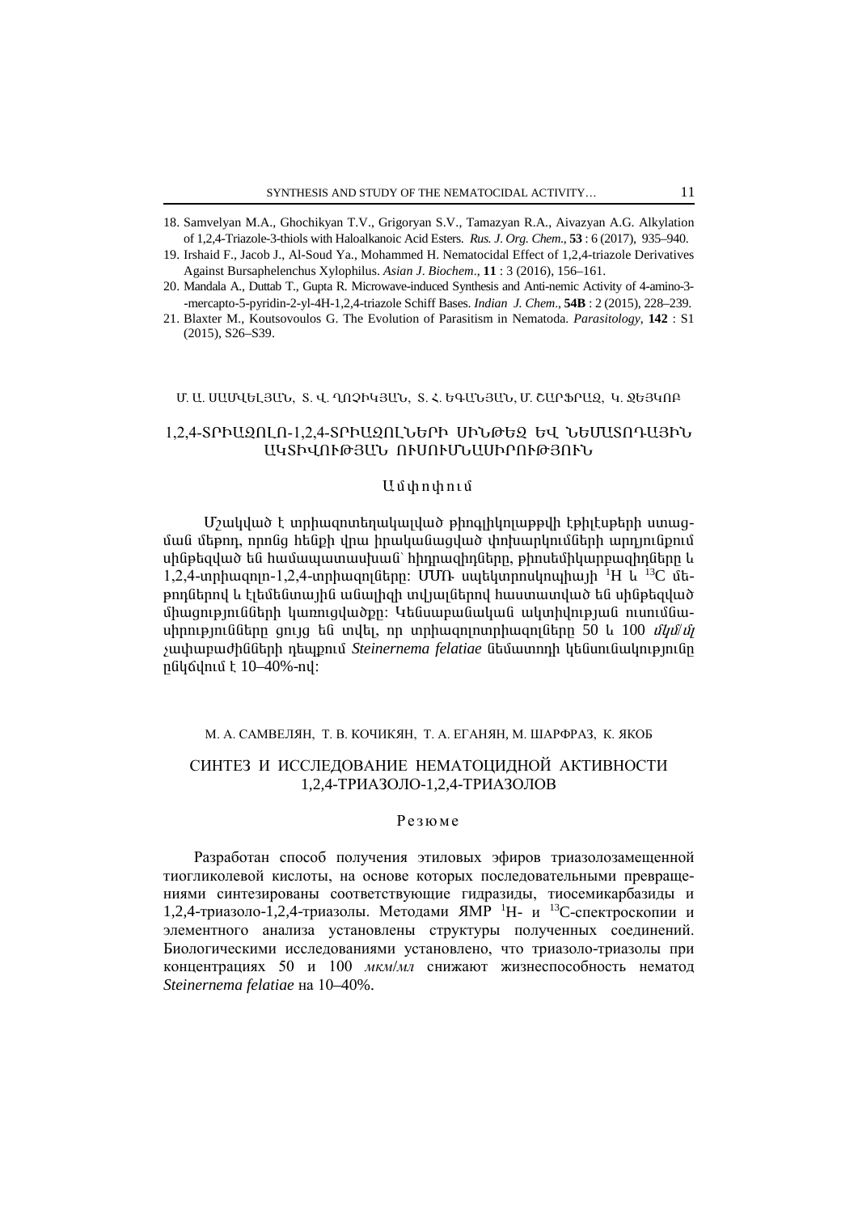18. Samvelyan M.A., Ghochikyan T.V., Grigoryan S.V., Tamazyan R.A., Aivazyan A.G. Alkylation of 1,2,4-Triazole-3-thiols with Haloalkanoic Acid Esters. *Rus. J. Org. Chem.*, **53** : 6 (2017), 935–940.
19. Irshaid F., Jacob J., Al-Soud Ya., Mohammed H. Nematocidal Effect of 1,2,4-triazole Derivatives Against Bursaphelenchus Xylophilus. *Asian J. Biochem*., **11** : 3 (2016), 156–161.
20. Mandala A., Duttab T., Gupta R. Microwave-induced Synthesis and Anti-nemic Activity of 4-amino-3--mercapto-5-pyridin-2-yl-4H-1,2,4-triazole Schiff Bases. *Indian J. Chem*., **54B** : 2 (2015), 228–239.
21. Blaxter M., Koutsovoulos G. The Evolution of Parasitism in Nematoda. *Parasitology*, **142** : S1 (2015), S26–S39.

Մ. Ա. ՍԱՄՎԵԼՅԱՆ, Տ. Վ. ՂՈՉԻԿՅԱՆ, Տ. Հ. ԵԳԱՆՅԱՆ, Մ. ՇԱՐՖՐԱԶ, Կ. ՋԵՅԿՈԲ

## 1,2,4-ՏՐԻԱԶՈԼՈ-1,2,4-ՏՐԻԱԶՈԼՆԵՐԻ ՍԻՆԹԵԶ ԵՎ ՆԵՄԱՏՈԴԱՅԻՆ ԱԿՏԻՎՈՒԹՅԱՆ ՈՒՍՈՒՄՆԱՍԻՐՈՒԹՅՈՒՆ

### Ամփոփում

Մշակված է տրիազոտեղակալված թիոգլիկոլաթթվի էթիլէսթերի ստացման մեթոդ, որոնց հենքի վրա իրականացված փոխարկումների արդյունքում սինթեզված են համապատասխան՝ հիդրազիդները, թիոսեմիկարբազիդները և 1,2,4-տրիազոլո-1,2,4-տրիազոլները: ՄՄՌ սպեկտրոսկոպիայի $^{1}H$ և $^{13}C$ մեթոդներով և էլեմենտային անալիզի տվյալներով հաստատված են սինթեզված միացությունների կառուցվածքը: Կենսաբանական ակտիվության ուսումնասիրությունները ցույց են տվել, որ տրիազոլոտրիազոլները 50 և 100 *մկմ/մլ* չափաբաժինների դեպքում *Steinernema felatiae* նեմատոդի կենսունակությունը ընկճվում է 10–40%-ով:

М. А. САМВЕЛЯН, Т. В. КОЧИКЯН, Т. А. ЕГАНЯН, М. ШАРФРАЗ, К. ЯКОБ

## СИНТЕЗ И ИССЛЕДОВАНИЕ НЕМАТОЦИДНОЙ АКТИВНОСТИ 1,2,4-ТРИАЗОЛО-1,2,4-ТРИАЗОЛОВ

### Резюме

Разработан способ получения этиловых эфиров триазолозамещенной тиогликолевой кислоты, на основе которых последовательными превращениями синтезированы соответствующие гидразиды, тиосемикарбазиды и 1,2,4-триазоло-1,2,4-триазолы. Методами ЯМР $^{1}H$- и $^{13}C$-спектроскопии и элементного анализа установлены структуры полученных соединений. Биологическими исследованиями установлено, что триазоло-триазолы при концентрациях 50 и 100 *мкм/мл* снижают жизнеспособность нематод *Steinernema felatiae* на 10–40%.